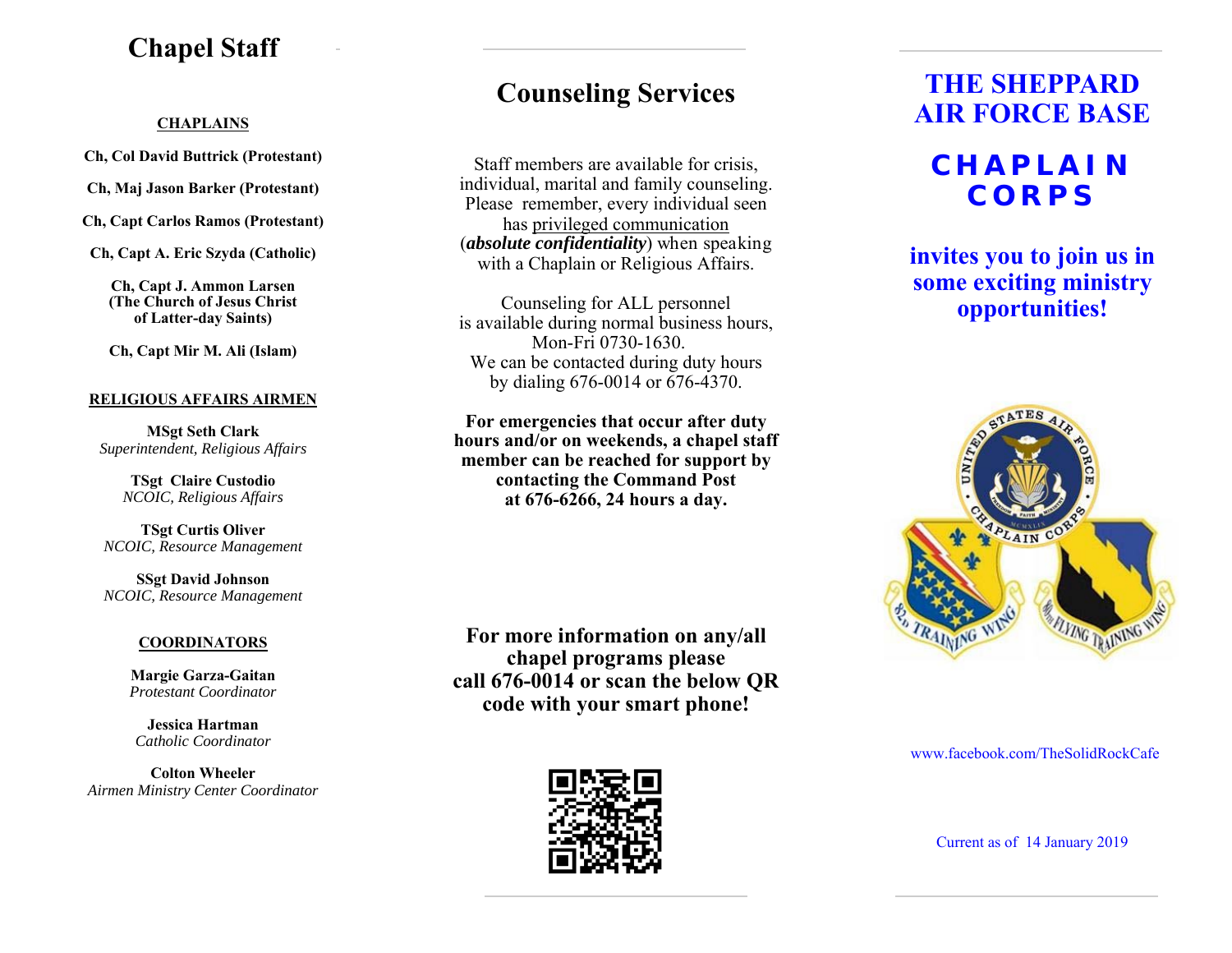# Chapel Staff

**CHAPLAINS**

**Ch, Col David Buttrick (Protestant)**

**Ch, Maj Jason Barker (Protestant)**

**Ch, Capt Carlos Ramos (Protestant)**

**Ch, Capt A. Eric Szyda (Catholic)**

**Ch, Capt J. Ammon Larsen (The Church of Jesus Christ of Latter-day Saints)**

**Ch, Capt Mir M. Ali (Islam)**

**RELIGIOUS AFFAIRS AIRMEN**

**MSgt Seth Clark**
*Superintendent, Religious Affairs*

**TSgt Claire Custodio**
*NCOIC, Religious Affairs*

**TSgt Curtis Oliver**
*NCOIC, Resource Management*

**SSgt David Johnson**
*NCOIC, Resource Management*

**COORDINATORS**

**Margie Garza-Gaitan**
*Protestant Coordinator*

**Jessica Hartman**
*Catholic Coordinator*

**Colton Wheeler**
*Airmen Ministry Center Coordinator*

# Counseling Services

Staff members are available for crisis, individual, marital and family counseling. Please remember, every individual seen has privileged communication (***absolute confidentiality***) when speaking with a Chaplain or Religious Affairs.

Counseling for ALL personnel is available during normal business hours, Mon-Fri 0730-1630. We can be contacted during duty hours by dialing 676-0014 or 676-4370.

**For emergencies that occur after duty hours and/or on weekends, a chapel staff member can be reached for support by contacting the Command Post at 676-6266, 24 hours a day.**

**For more information on any/all chapel programs please call 676-0014 or scan the below QR code with your smart phone!**

# THE SHEPPARD AIR FORCE BASE

# CHAPLAIN CORPS

**invites you to join us in some exciting ministry opportunities!**

www.facebook.com/TheSolidRockCafe

Current as of 14 January 2019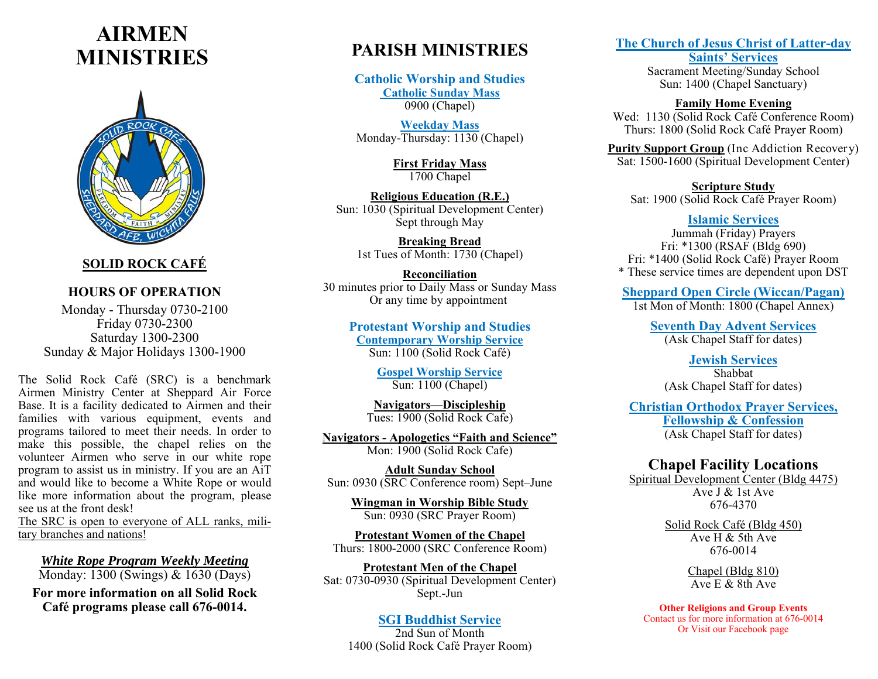# AIRMEN MINISTRIES

## SOLID ROCK CAFÉ

### HOURS OF OPERATION

Monday - Thursday 0730-2100
Friday 0730-2300
Saturday 1300-2300
Sunday & Major Holidays 1300-1900

The Solid Rock Café (SRC) is a benchmark Airmen Ministry Center at Sheppard Air Force Base. It is a facility dedicated to Airmen and their families with various equipment, events and programs tailored to meet their needs. In order to make this possible, the chapel relies on the volunteer Airmen who serve in our white rope program to assist us in ministry. If you are an AiT and would like to become a White Rope or would like more information about the program, please see us at the front desk!
The SRC is open to everyone of ALL ranks, military branches and nations!

***White Rope Program Weekly Meeting***
Monday: 1300 (Swings) & 1630 (Days)

**For more information on all Solid Rock Café programs please call 676-0014.**

# PARISH MINISTRIES

### Catholic Worship and Studies

**Catholic Sunday Mass**
0900 (Chapel)

**Weekday Mass**
Monday-Thursday: 1130 (Chapel)

**First Friday Mass**
1700 Chapel

**Religious Education (R.E.)**
Sun: 1030 (Spiritual Development Center)
Sept through May

**Breaking Bread**
1st Tues of Month: 1730 (Chapel)

**Reconciliation**
30 minutes prior to Daily Mass or Sunday Mass
Or any time by appointment

### Protestant Worship and Studies

**Contemporary Worship Service**
Sun: 1100 (Solid Rock Café)

**Gospel Worship Service**
Sun: 1100 (Chapel)

**Navigators—Discipleship**
Tues: 1900 (Solid Rock Cafe)

**Navigators - Apologetics "Faith and Science"**
Mon: 1900 (Solid Rock Cafe)

**Adult Sunday School**
Sun: 0930 (SRC Conference room) Sept–June

**Wingman in Worship Bible Study**
Sun: 0930 (SRC Prayer Room)

**Protestant Women of the Chapel**
Thurs: 1800-2000 (SRC Conference Room)

**Protestant Men of the Chapel**
Sat: 0730-0930 (Spiritual Development Center)
Sept.-Jun

**SGI Buddhist Service**
2nd Sun of Month
1400 (Solid Rock Café Prayer Room)

**The Church of Jesus Christ of Latter-day Saints' Services**
Sacrament Meeting/Sunday School
Sun: 1400 (Chapel Sanctuary)

**Family Home Evening**
Wed: 1130 (Solid Rock Café Conference Room)
Thurs: 1800 (Solid Rock Café Prayer Room)

**Purity Support Group** (Inc Addiction Recovery)
Sat: 1500-1600 (Spiritual Development Center)

**Scripture Study**
Sat: 1900 (Solid Rock Café Prayer Room)

**Islamic Services**
Jummah (Friday) Prayers
Fri: *1300 (RSAF (Bldg 690)
Fri: *1400 (Solid Rock Café) Prayer Room
* These service times are dependent upon DST

**Sheppard Open Circle (Wiccan/Pagan)**
1st Mon of Month: 1800 (Chapel Annex)

**Seventh Day Advent Services**
(Ask Chapel Staff for dates)

**Jewish Services**
Shabbat
(Ask Chapel Staff for dates)

**Christian Orthodox Prayer Services, Fellowship & Confession**
(Ask Chapel Staff for dates)

## Chapel Facility Locations

Spiritual Development Center (Bldg 4475)
Ave J & 1st Ave
676-4370

Solid Rock Café (Bldg 450)
Ave H & 5th Ave
676-0014

Chapel (Bldg 810)
Ave E & 8th Ave

**Other Religions and Group Events**
Contact us for more information at 676-0014
Or Visit our Facebook page